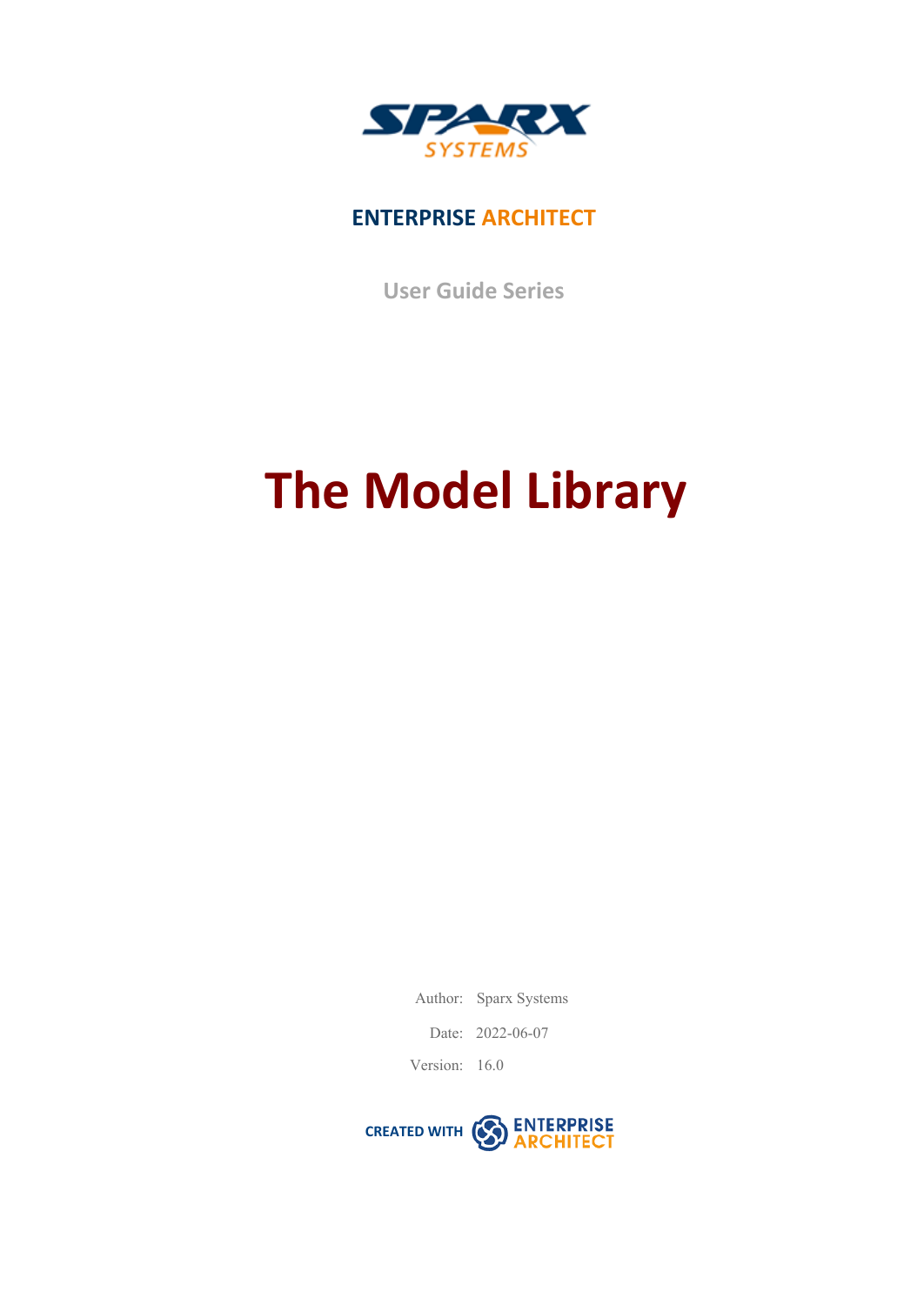SPARX SYSTEMS

ENTERPRISE ARCHITECT

User Guide Series

# The Model Library

Author: Sparx Systems

Date: 2022-06-07

Version: 16.0

CREATED WITH ENTERPRISE ARCHITECT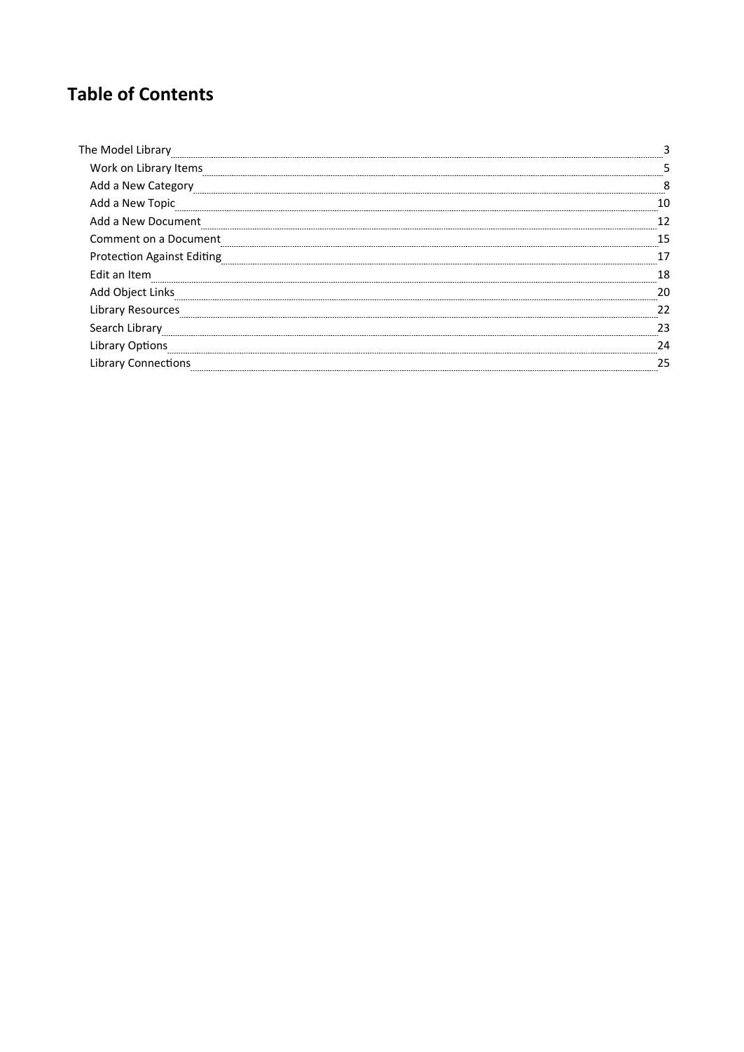# Table of Contents

- The Model Library ... 3
  - Work on Library Items ... 5
  - Add a New Category ... 8
  - Add a New Topic ... 10
  - Add a New Document ... 12
  - Comment on a Document ... 15
  - Protection Against Editing ... 17
  - Edit an Item ... 18
  - Add Object Links ... 20
  - Library Resources ... 22
  - Search Library ... 23
  - Library Options ... 24
  - Library Connections ... 25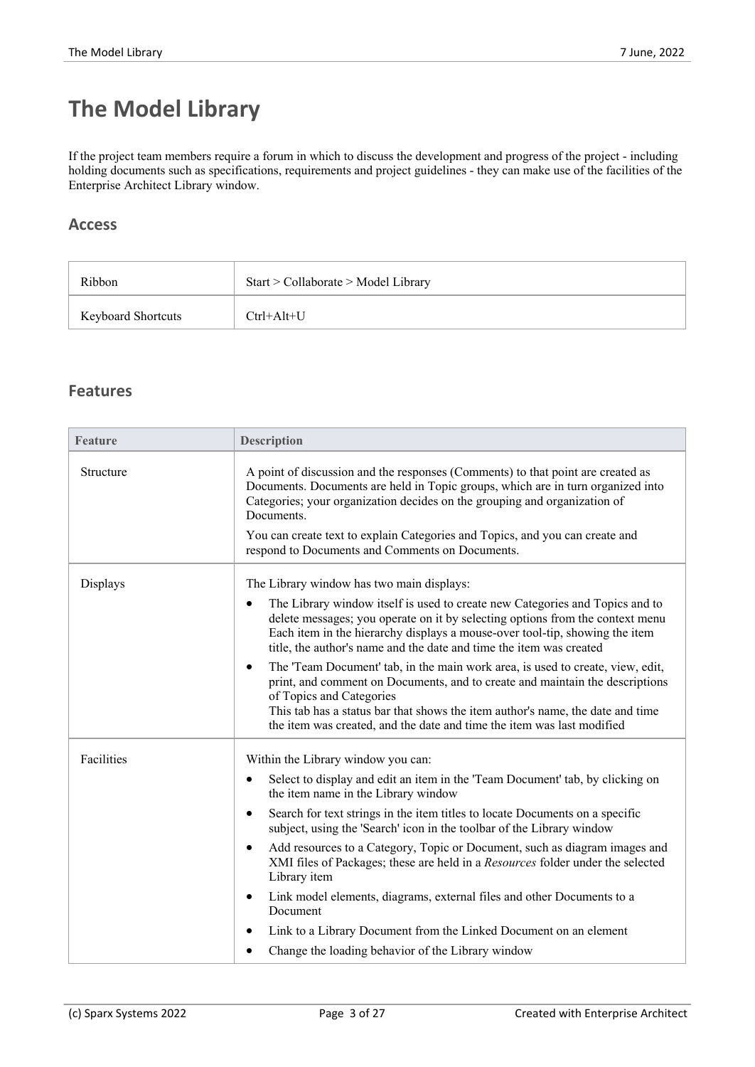# The Model Library

If the project team members require a forum in which to discuss the development and progress of the project - including holding documents such as specifications, requirements and project guidelines - they can make use of the facilities of the Enterprise Architect Library window.

## Access

| | |
|---|---|
| Ribbon | Start > Collaborate > Model Library |
| Keyboard Shortcuts | Ctrl+Alt+U |

## Features

| Feature | Description |
|---|---|
| Structure | A point of discussion and the responses (Comments) to that point are created as Documents. Documents are held in Topic groups, which are in turn organized into Categories; your organization decides on the grouping and organization of Documents.<br><br>You can create text to explain Categories and Topics, and you can create and respond to Documents and Comments on Documents. |
| Displays | The Library window has two main displays:<br>• The Library window itself is used to create new Categories and Topics and to delete messages; you operate on it by selecting options from the context menu Each item in the hierarchy displays a mouse-over tool-tip, showing the item title, the author's name and the date and time the item was created<br>• The 'Team Document' tab, in the main work area, is used to create, view, edit, print, and comment on Documents, and to create and maintain the descriptions of Topics and Categories This tab has a status bar that shows the item author's name, the date and time the item was created, and the date and time the item was last modified |
| Facilities | Within the Library window you can:<br>• Select to display and edit an item in the 'Team Document' tab, by clicking on the item name in the Library window<br>• Search for text strings in the item titles to locate Documents on a specific subject, using the 'Search' icon in the toolbar of the Library window<br>• Add resources to a Category, Topic or Document, such as diagram images and XMI files of Packages; these are held in a *Resources* folder under the selected Library item<br>• Link model elements, diagrams, external files and other Documents to a Document<br>• Link to a Library Document from the Linked Document on an element<br>• Change the loading behavior of the Library window |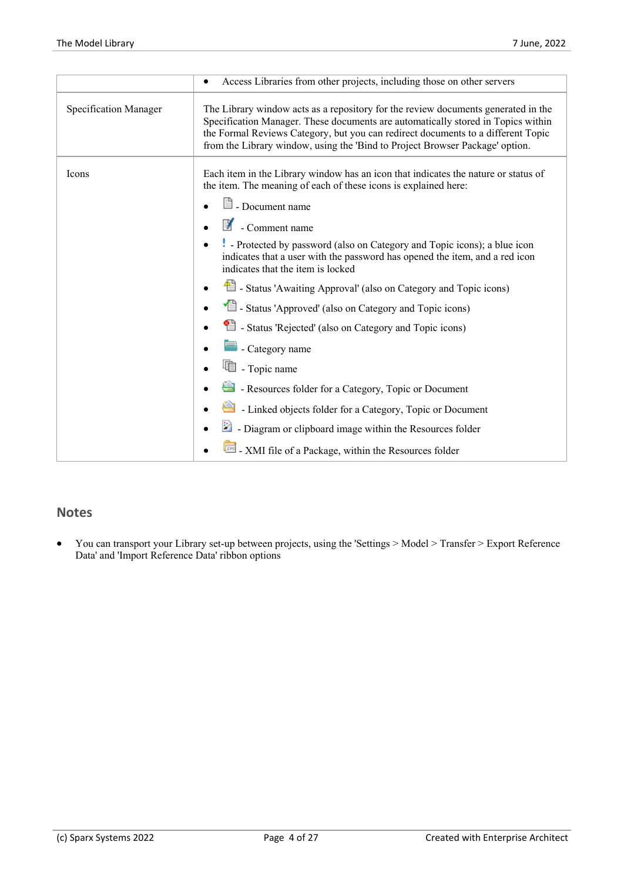| | |
|---|---|
| | • Access Libraries from other projects, including those on other servers |
| Specification Manager | The Library window acts as a repository for the review documents generated in the Specification Manager. These documents are automatically stored in Topics within the Formal Reviews Category, but you can redirect documents to a different Topic from the Library window, using the 'Bind to Project Browser Package' option. |
| Icons | Each item in the Library window has an icon that indicates the nature or status of the item. The meaning of each of these icons is explained here:<br>• - Document name<br>• - Comment name<br>• ! - Protected by password (also on Category and Topic icons); a blue icon indicates that a user with the password has opened the item, and a red icon indicates that the item is locked<br>• - Status 'Awaiting Approval' (also on Category and Topic icons)<br>• - Status 'Approved' (also on Category and Topic icons)<br>• - Status 'Rejected' (also on Category and Topic icons)<br>• - Category name<br>• - Topic name<br>• - Resources folder for a Category, Topic or Document<br>• - Linked objects folder for a Category, Topic or Document<br>• - Diagram or clipboard image within the Resources folder<br>• - XMI file of a Package, within the Resources folder |

## Notes

- You can transport your Library set-up between projects, using the 'Settings > Model > Transfer > Export Reference Data' and 'Import Reference Data' ribbon options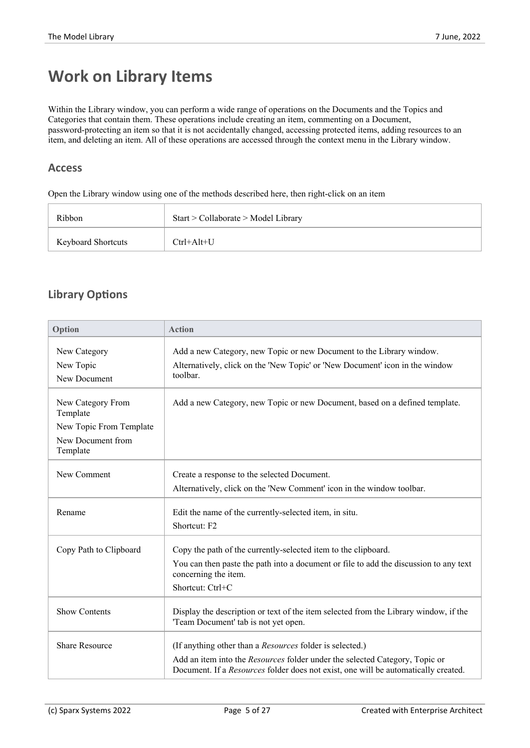# Work on Library Items

Within the Library window, you can perform a wide range of operations on the Documents and the Topics and Categories that contain them. These operations include creating an item, commenting on a Document, password-protecting an item so that it is not accidentally changed, accessing protected items, adding resources to an item, and deleting an item. All of these operations are accessed through the context menu in the Library window.

## Access

Open the Library window using one of the methods described here, then right-click on an item

| | |
|---|---|
| Ribbon | Start > Collaborate > Model Library |
| Keyboard Shortcuts | Ctrl+Alt+U |

## Library Options

| Option | Action |
|---|---|
| New Category<br>New Topic<br>New Document | Add a new Category, new Topic or new Document to the Library window.<br>Alternatively, click on the 'New Topic' or 'New Document' icon in the window toolbar. |
| New Category From Template<br>New Topic From Template<br>New Document from Template | Add a new Category, new Topic or new Document, based on a defined template. |
| New Comment | Create a response to the selected Document.<br>Alternatively, click on the 'New Comment' icon in the window toolbar. |
| Rename | Edit the name of the currently-selected item, in situ.<br>Shortcut: F2 |
| Copy Path to Clipboard | Copy the path of the currently-selected item to the clipboard.<br>You can then paste the path into a document or file to add the discussion to any text concerning the item.<br>Shortcut: Ctrl+C |
| Show Contents | Display the description or text of the item selected from the Library window, if the 'Team Document' tab is not yet open. |
| Share Resource | (If anything other than a *Resources* folder is selected.)<br>Add an item into the *Resources* folder under the selected Category, Topic or Document. If a *Resources* folder does not exist, one will be automatically created. |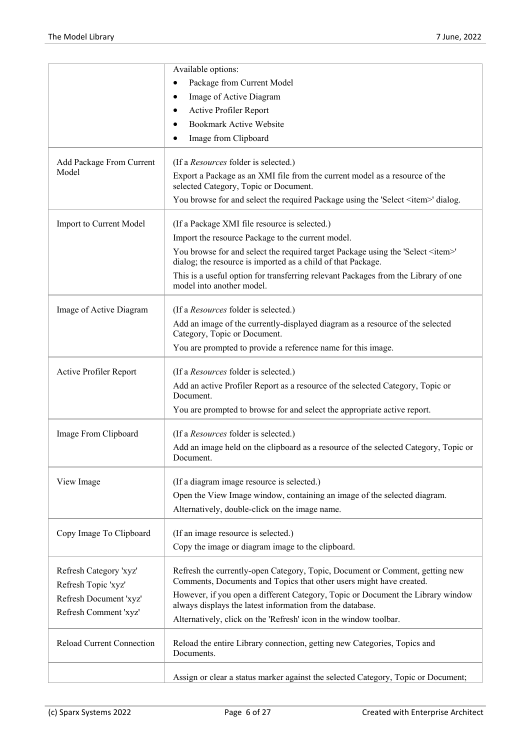| | |
|---|---|
| | Available options:<br>• Package from Current Model<br>• Image of Active Diagram<br>• Active Profiler Report<br>• Bookmark Active Website<br>• Image from Clipboard |
| Add Package From Current Model | (If a *Resources* folder is selected.)<br>Export a Package as an XMI file from the current model as a resource of the selected Category, Topic or Document.<br>You browse for and select the required Package using the 'Select <item>' dialog. |
| Import to Current Model | (If a Package XMI file resource is selected.)<br>Import the resource Package to the current model.<br>You browse for and select the required target Package using the 'Select <item>' dialog; the resource is imported as a child of that Package.<br>This is a useful option for transferring relevant Packages from the Library of one model into another model. |
| Image of Active Diagram | (If a *Resources* folder is selected.)<br>Add an image of the currently-displayed diagram as a resource of the selected Category, Topic or Document.<br>You are prompted to provide a reference name for this image. |
| Active Profiler Report | (If a *Resources* folder is selected.)<br>Add an active Profiler Report as a resource of the selected Category, Topic or Document.<br>You are prompted to browse for and select the appropriate active report. |
| Image From Clipboard | (If a *Resources* folder is selected.)<br>Add an image held on the clipboard as a resource of the selected Category, Topic or Document. |
| View Image | (If a diagram image resource is selected.)<br>Open the View Image window, containing an image of the selected diagram.<br>Alternatively, double-click on the image name. |
| Copy Image To Clipboard | (If an image resource is selected.)<br>Copy the image or diagram image to the clipboard. |
| Refresh Category 'xyz'<br>Refresh Topic 'xyz'<br>Refresh Document 'xyz'<br>Refresh Comment 'xyz' | Refresh the currently-open Category, Topic, Document or Comment, getting new Comments, Documents and Topics that other users might have created.<br>However, if you open a different Category, Topic or Document the Library window always displays the latest information from the database.<br>Alternatively, click on the 'Refresh' icon in the window toolbar. |
| Reload Current Connection | Reload the entire Library connection, getting new Categories, Topics and Documents. |
| | Assign or clear a status marker against the selected Category, Topic or Document; |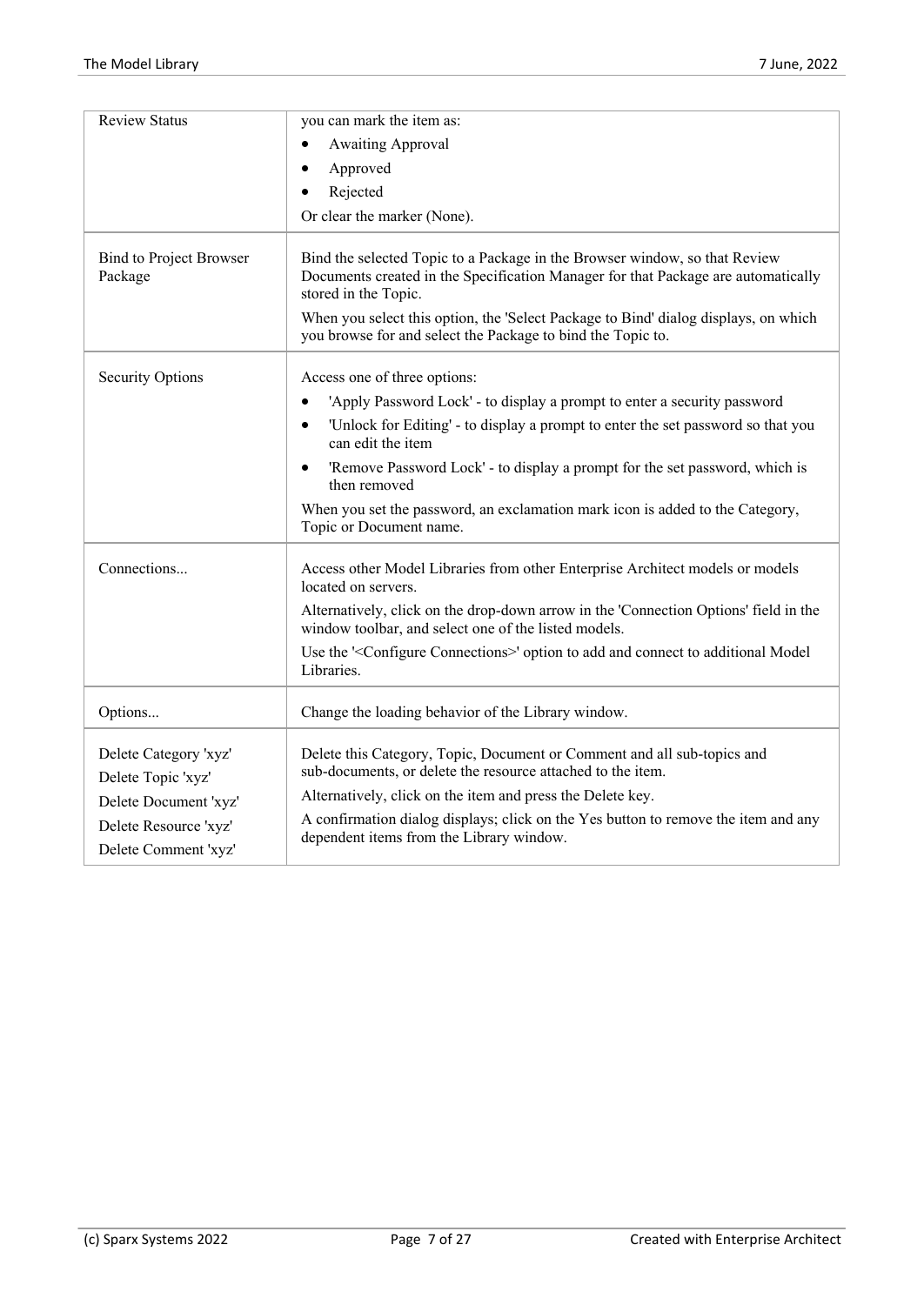| | |
|---|---|
| Review Status | you can mark the item as:<br>• Awaiting Approval<br>• Approved<br>• Rejected<br>Or clear the marker (None). |
| Bind to Project Browser Package | Bind the selected Topic to a Package in the Browser window, so that Review Documents created in the Specification Manager for that Package are automatically stored in the Topic.<br>When you select this option, the 'Select Package to Bind' dialog displays, on which you browse for and select the Package to bind the Topic to. |
| Security Options | Access one of three options:<br>• 'Apply Password Lock' - to display a prompt to enter a security password<br>• 'Unlock for Editing' - to display a prompt to enter the set password so that you can edit the item<br>• 'Remove Password Lock' - to display a prompt for the set password, which is then removed<br>When you set the password, an exclamation mark icon is added to the Category, Topic or Document name. |
| Connections... | Access other Model Libraries from other Enterprise Architect models or models located on servers.<br>Alternatively, click on the drop-down arrow in the 'Connection Options' field in the window toolbar, and select one of the listed models.<br>Use the '<Configure Connections>' option to add and connect to additional Model Libraries. |
| Options... | Change the loading behavior of the Library window. |
| Delete Category 'xyz'<br>Delete Topic 'xyz'<br>Delete Document 'xyz'<br>Delete Resource 'xyz'<br>Delete Comment 'xyz' | Delete this Category, Topic, Document or Comment and all sub-topics and sub-documents, or delete the resource attached to the item.<br>Alternatively, click on the item and press the Delete key.<br>A confirmation dialog displays; click on the Yes button to remove the item and any dependent items from the Library window. |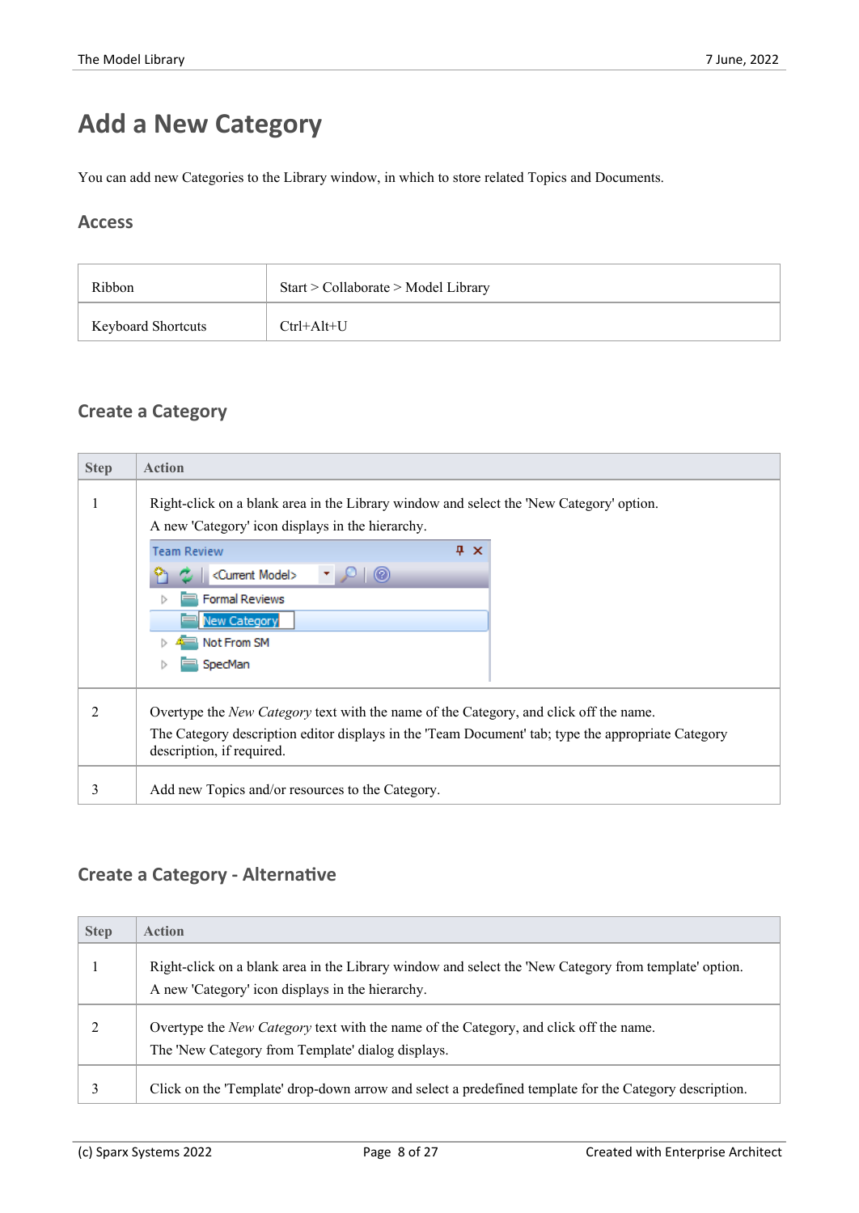# Add a New Category

You can add new Categories to the Library window, in which to store related Topics and Documents.

## Access

| | |
|---|---|
| Ribbon | Start > Collaborate > Model Library |
| Keyboard Shortcuts | Ctrl+Alt+U |

## Create a Category

| Step | Action |
|---|---|
| 1 | Right-click on a blank area in the Library window and select the 'New Category' option.<br>A new 'Category' icon displays in the hierarchy. |
| 2 | Overtype the *New Category* text with the name of the Category, and click off the name.<br>The Category description editor displays in the 'Team Document' tab; type the appropriate Category description, if required. |
| 3 | Add new Topics and/or resources to the Category. |

## Create a Category - Alternative

| Step | Action |
|---|---|
| 1 | Right-click on a blank area in the Library window and select the 'New Category from template' option.<br>A new 'Category' icon displays in the hierarchy. |
| 2 | Overtype the *New Category* text with the name of the Category, and click off the name.<br>The 'New Category from Template' dialog displays. |
| 3 | Click on the 'Template' drop-down arrow and select a predefined template for the Category description. |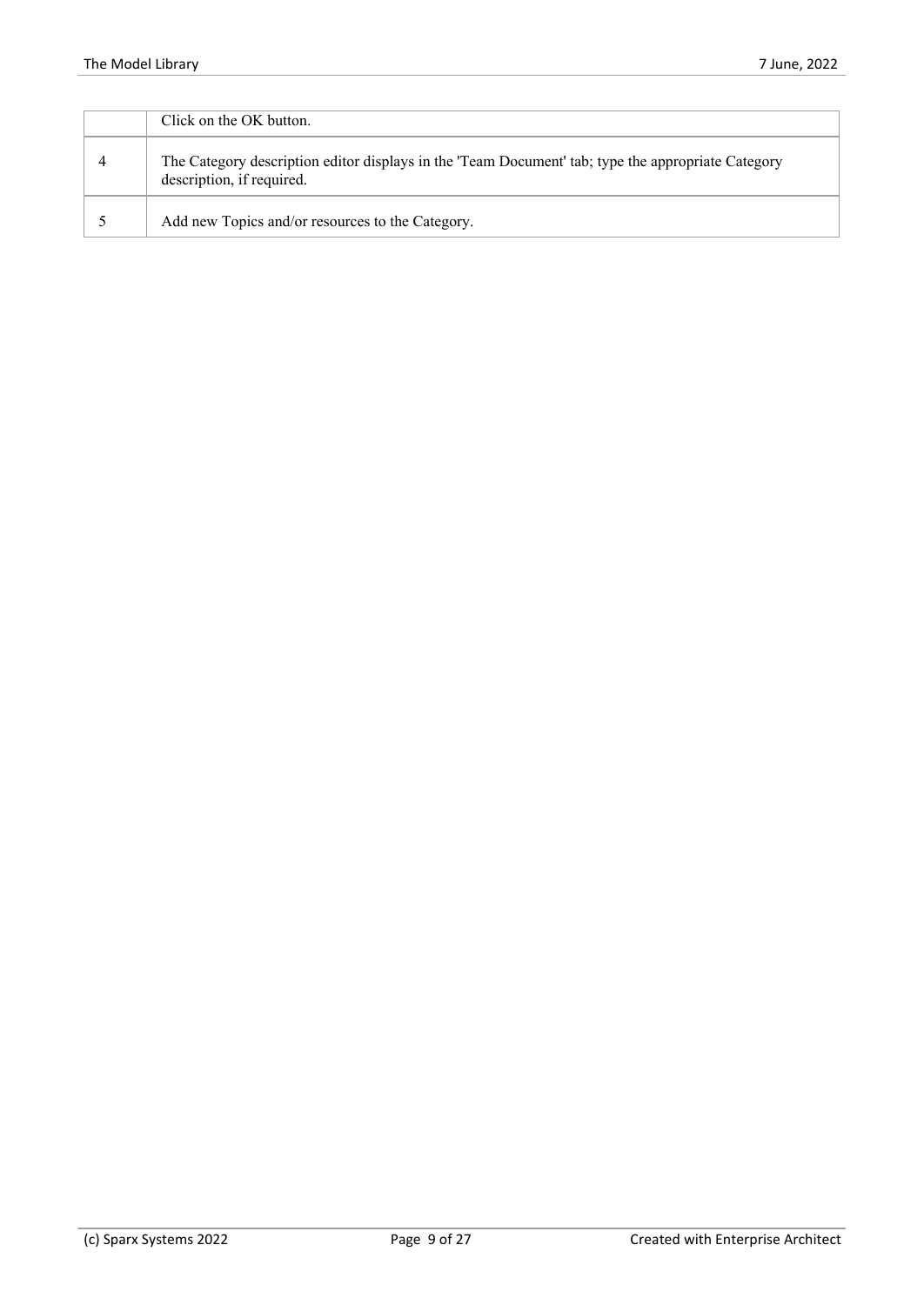| | |
|---|---|
| | Click on the OK button. |
| 4 | The Category description editor displays in the 'Team Document' tab; type the appropriate Category description, if required. |
| 5 | Add new Topics and/or resources to the Category. |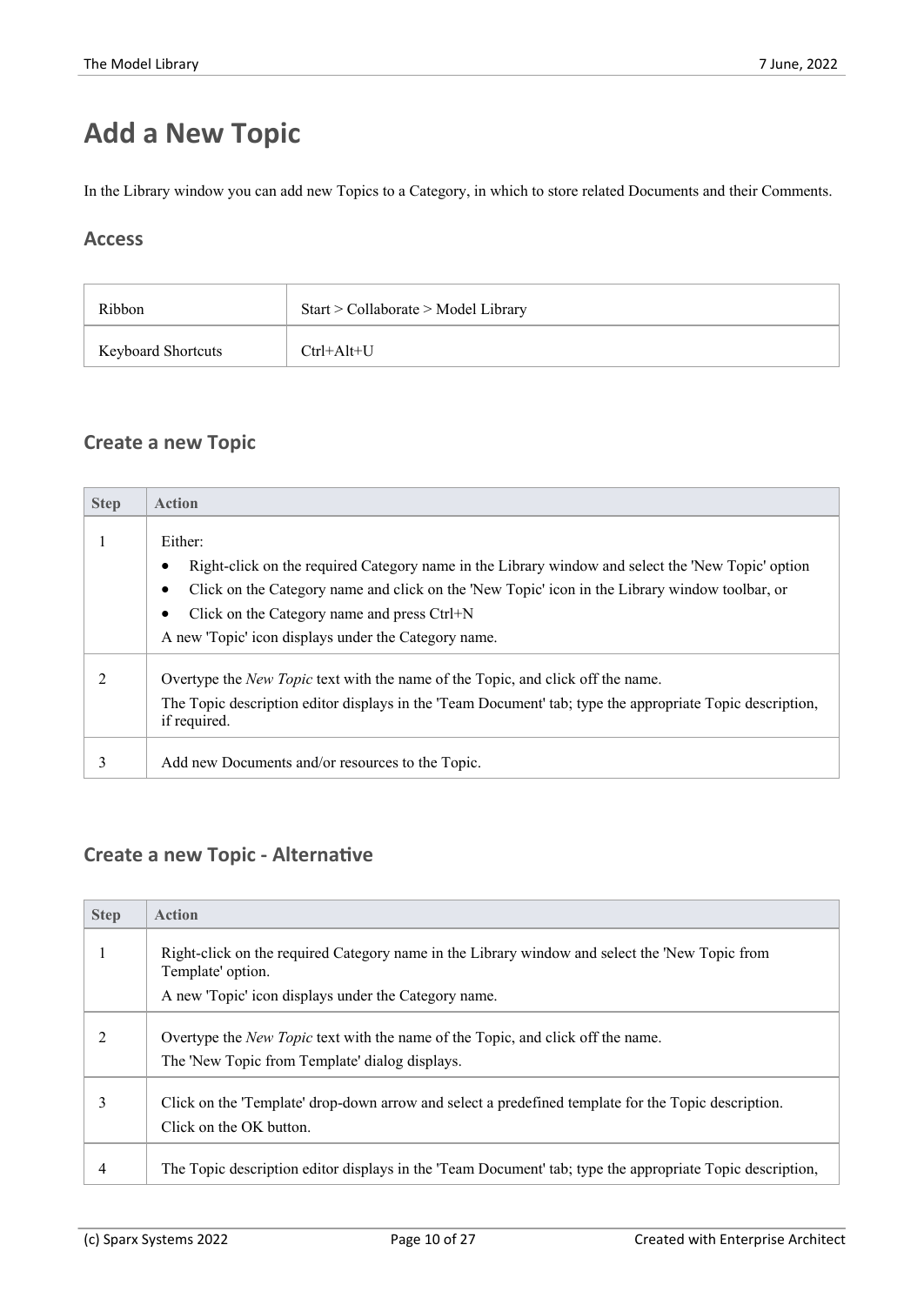# Add a New Topic

In the Library window you can add new Topics to a Category, in which to store related Documents and their Comments.

## Access

| | |
|---|---|
| Ribbon | Start > Collaborate > Model Library |
| Keyboard Shortcuts | Ctrl+Alt+U |

## Create a new Topic

| Step | Action |
|---|---|
| 1 | Either:<br>• Right-click on the required Category name in the Library window and select the 'New Topic' option<br>• Click on the Category name and click on the 'New Topic' icon in the Library window toolbar, or<br>• Click on the Category name and press Ctrl+N<br>A new 'Topic' icon displays under the Category name. |
| 2 | Overtype the *New Topic* text with the name of the Topic, and click off the name.<br>The Topic description editor displays in the 'Team Document' tab; type the appropriate Topic description, if required. |
| 3 | Add new Documents and/or resources to the Topic. |

## Create a new Topic - Alternative

| Step | Action |
|---|---|
| 1 | Right-click on the required Category name in the Library window and select the 'New Topic from Template' option.<br>A new 'Topic' icon displays under the Category name. |
| 2 | Overtype the *New Topic* text with the name of the Topic, and click off the name.<br>The 'New Topic from Template' dialog displays. |
| 3 | Click on the 'Template' drop-down arrow and select a predefined template for the Topic description.<br>Click on the OK button. |
| 4 | The Topic description editor displays in the 'Team Document' tab; type the appropriate Topic description, |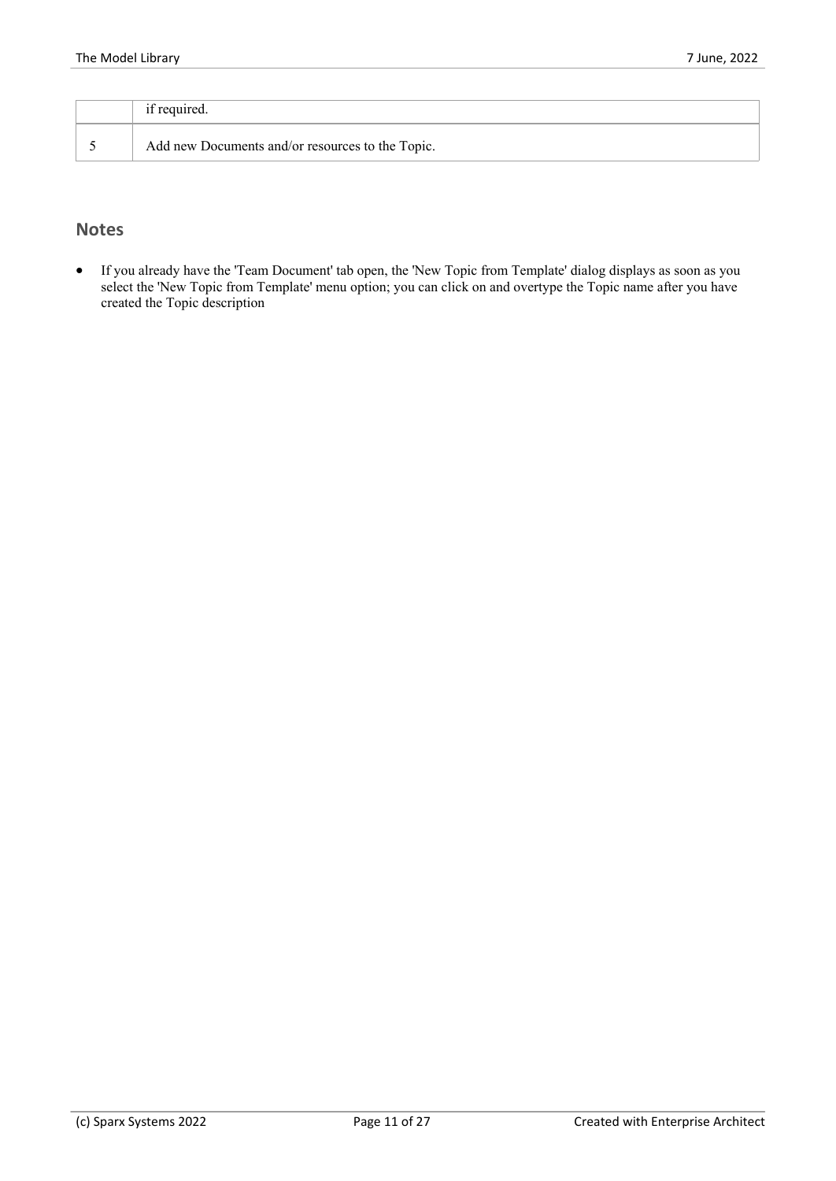|   | if required. |
|---|---|
| 5 | Add new Documents and/or resources to the Topic. |

## Notes

- If you already have the 'Team Document' tab open, the 'New Topic from Template' dialog displays as soon as you select the 'New Topic from Template' menu option; you can click on and overtype the Topic name after you have created the Topic description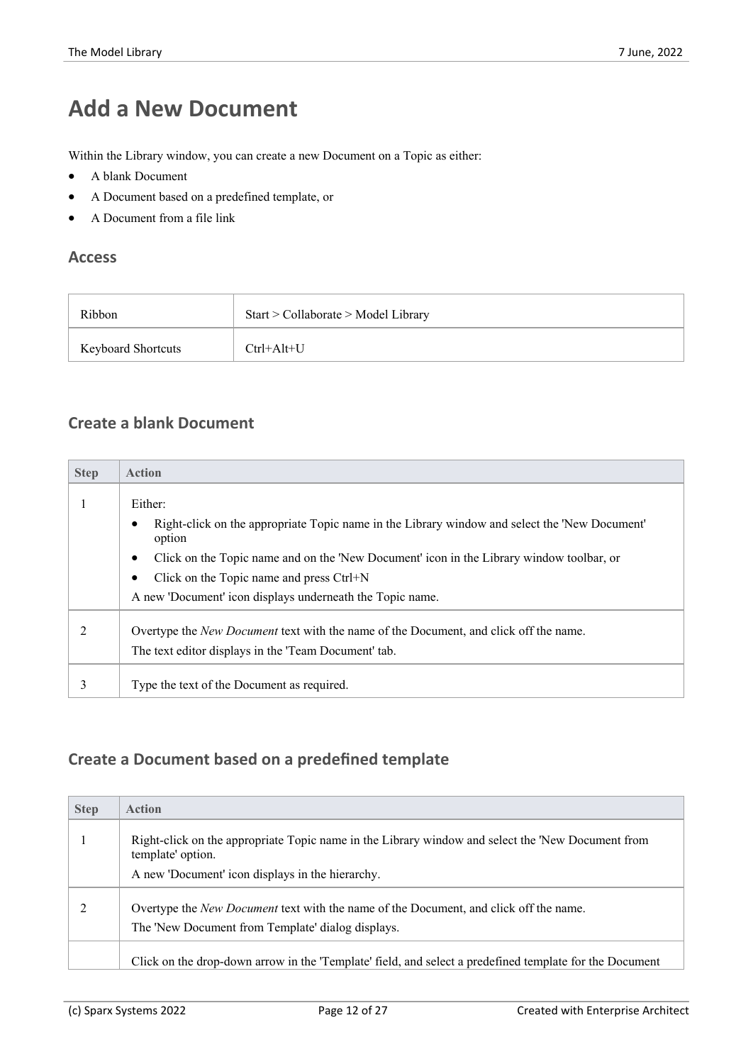# Add a New Document

Within the Library window, you can create a new Document on a Topic as either:

- A blank Document
- A Document based on a predefined template, or
- A Document from a file link

## Access

| | |
|---|---|
| Ribbon | Start > Collaborate > Model Library |
| Keyboard Shortcuts | Ctrl+Alt+U |

## Create a blank Document

| Step | Action |
|---|---|
| 1 | Either:<br>• Right-click on the appropriate Topic name in the Library window and select the 'New Document' option<br>• Click on the Topic name and on the 'New Document' icon in the Library window toolbar, or<br>• Click on the Topic name and press Ctrl+N<br>A new 'Document' icon displays underneath the Topic name. |
| 2 | Overtype the *New Document* text with the name of the Document, and click off the name.<br>The text editor displays in the 'Team Document' tab. |
| 3 | Type the text of the Document as required. |

## Create a Document based on a predefined template

| Step | Action |
|---|---|
| 1 | Right-click on the appropriate Topic name in the Library window and select the 'New Document from template' option.<br>A new 'Document' icon displays in the hierarchy. |
| 2 | Overtype the *New Document* text with the name of the Document, and click off the name.<br>The 'New Document from Template' dialog displays. |
| | Click on the drop-down arrow in the 'Template' field, and select a predefined template for the Document |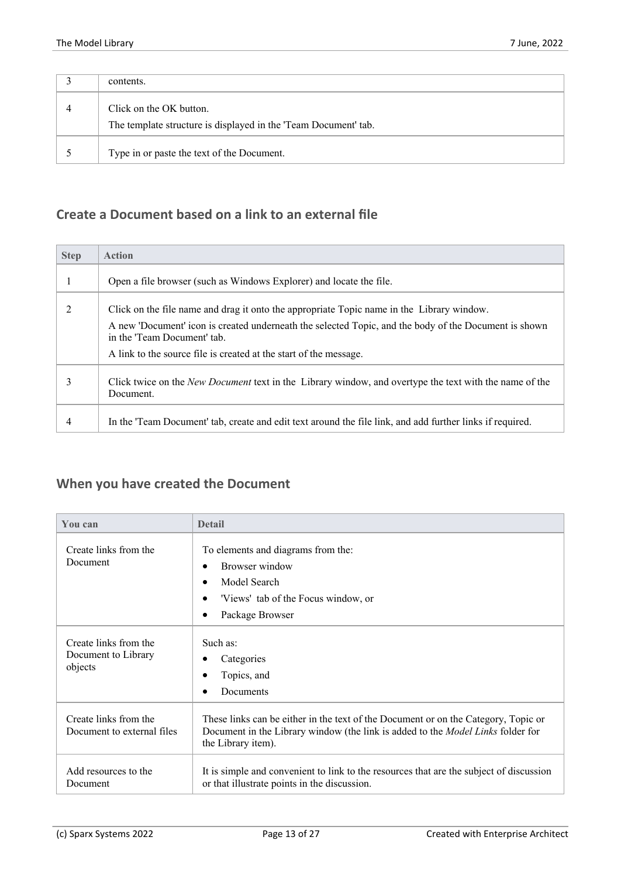| | |
|---|---|
| 3 | contents. |
| 4 | Click on the OK button.<br>The template structure is displayed in the 'Team Document' tab. |
| 5 | Type in or paste the text of the Document. |

## Create a Document based on a link to an external file

| Step | Action |
|---|---|
| 1 | Open a file browser (such as Windows Explorer) and locate the file. |
| 2 | Click on the file name and drag it onto the appropriate Topic name in the Library window.<br>A new 'Document' icon is created underneath the selected Topic, and the body of the Document is shown in the 'Team Document' tab.<br>A link to the source file is created at the start of the message. |
| 3 | Click twice on the *New Document* text in the Library window, and overtype the text with the name of the Document. |
| 4 | In the 'Team Document' tab, create and edit text around the file link, and add further links if required. |

## When you have created the Document

| You can | Detail |
|---|---|
| Create links from the Document | To elements and diagrams from the:<br>• Browser window<br>• Model Search<br>• 'Views' tab of the Focus window, or<br>• Package Browser |
| Create links from the Document to Library objects | Such as:<br>• Categories<br>• Topics, and<br>• Documents |
| Create links from the Document to external files | These links can be either in the text of the Document or on the Category, Topic or Document in the Library window (the link is added to the *Model Links* folder for the Library item). |
| Add resources to the Document | It is simple and convenient to link to the resources that are the subject of discussion or that illustrate points in the discussion. |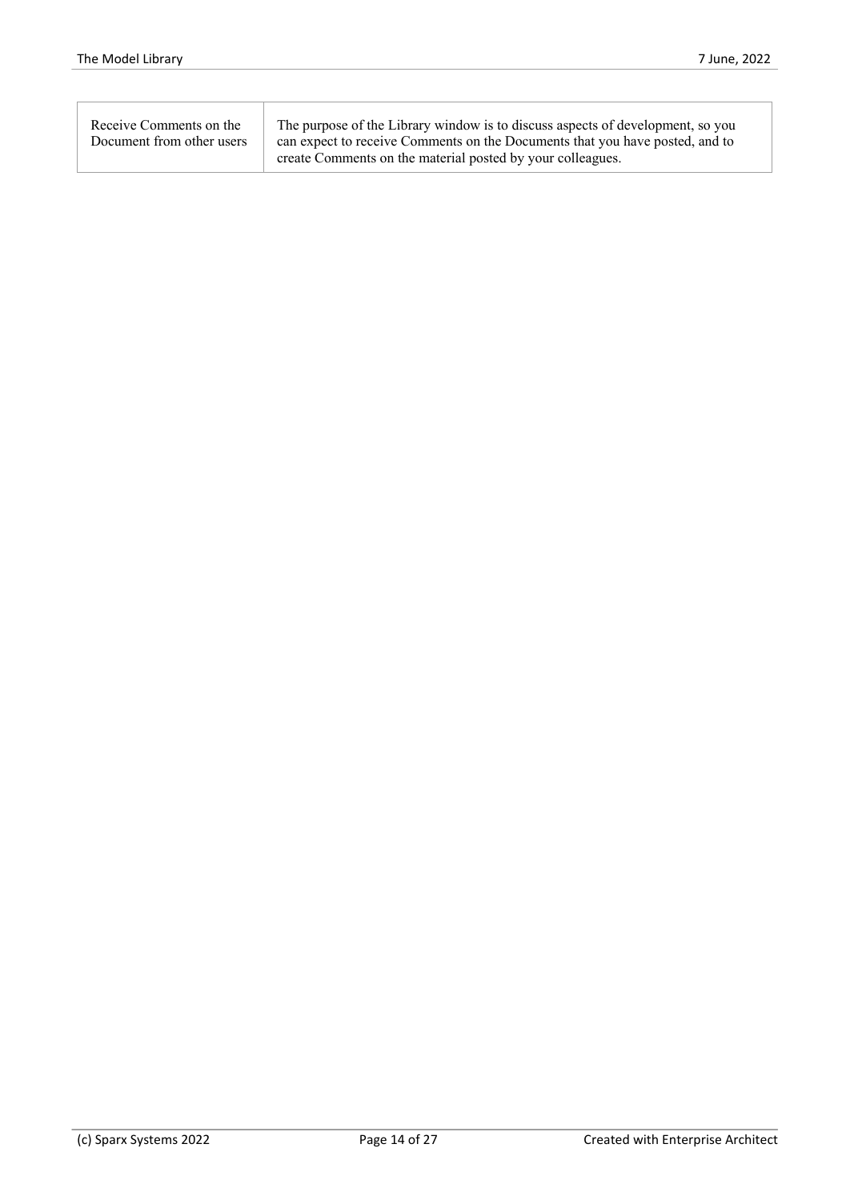| | |
|---|---|
| Receive Comments on the Document from other users | The purpose of the Library window is to discuss aspects of development, so you can expect to receive Comments on the Documents that you have posted, and to create Comments on the material posted by your colleagues. |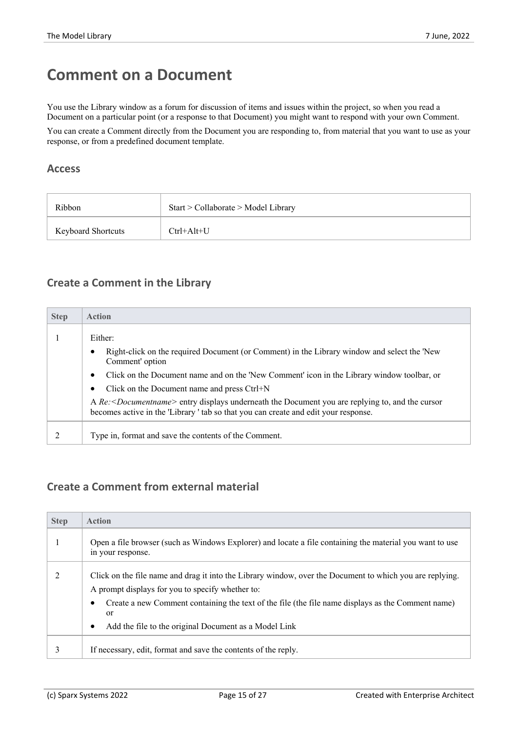# Comment on a Document

You use the Library window as a forum for discussion of items and issues within the project, so when you read a Document on a particular point (or a response to that Document) you might want to respond with your own Comment.

You can create a Comment directly from the Document you are responding to, from material that you want to use as your response, or from a predefined document template.

## Access

| | |
|---|---|
| Ribbon | Start > Collaborate > Model Library |
| Keyboard Shortcuts | Ctrl+Alt+U |

## Create a Comment in the Library

| Step | Action |
|---|---|
| 1 | Either:<br>• Right-click on the required Document (or Comment) in the Library window and select the 'New Comment' option<br>• Click on the Document name and on the 'New Comment' icon in the Library window toolbar, or<br>• Click on the Document name and press Ctrl+N<br>A *Re:<Documentname>* entry displays underneath the Document you are replying to, and the cursor becomes active in the 'Library ' tab so that you can create and edit your response. |
| 2 | Type in, format and save the contents of the Comment. |

## Create a Comment from external material

| Step | Action |
|---|---|
| 1 | Open a file browser (such as Windows Explorer) and locate a file containing the material you want to use in your response. |
| 2 | Click on the file name and drag it into the Library window, over the Document to which you are replying.<br>A prompt displays for you to specify whether to:<br>• Create a new Comment containing the text of the file (the file name displays as the Comment name) or<br>• Add the file to the original Document as a Model Link |
| 3 | If necessary, edit, format and save the contents of the reply. |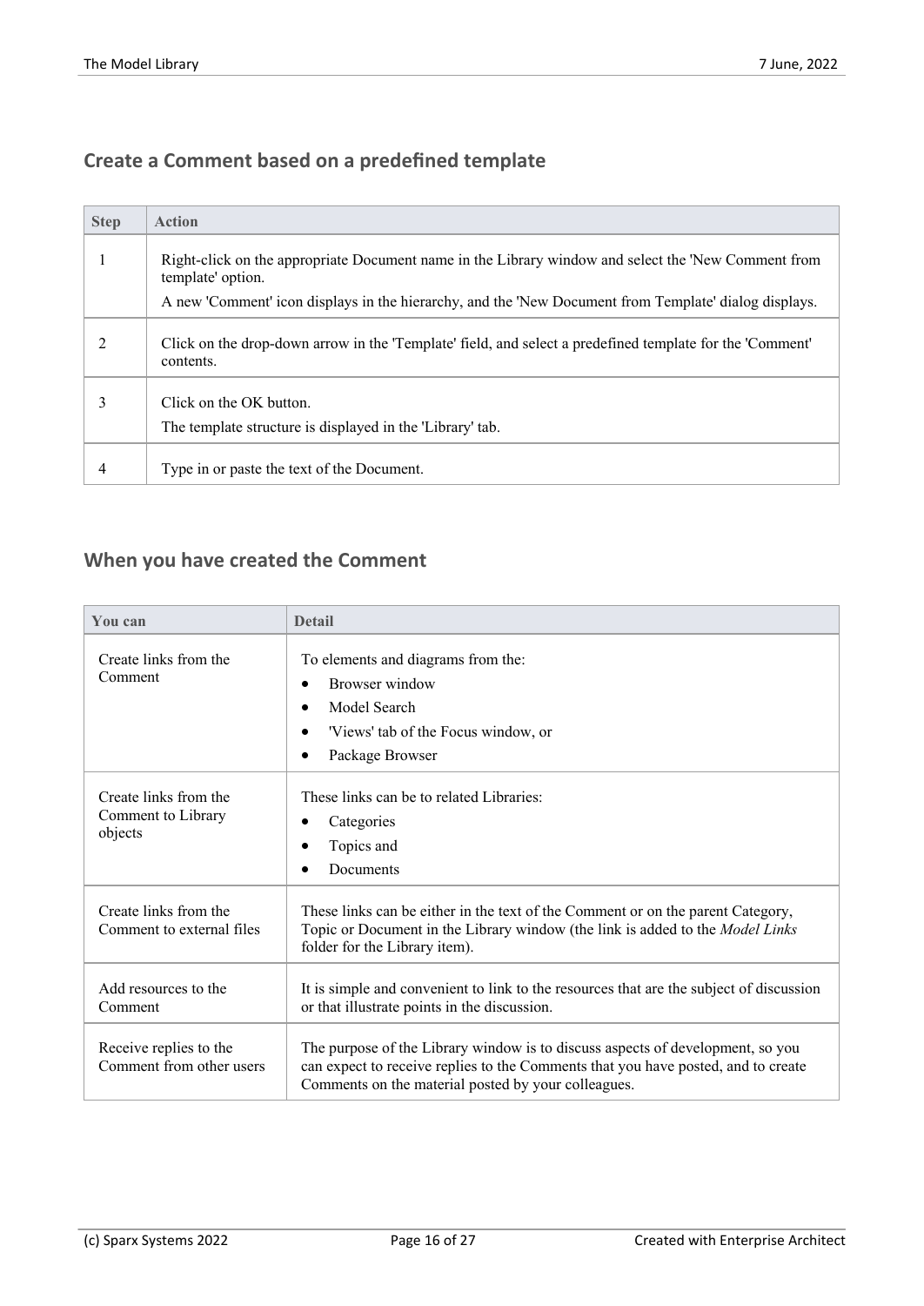## Create a Comment based on a predefined template

| Step | Action |
|---|---|
| 1 | Right-click on the appropriate Document name in the Library window and select the 'New Comment from template' option.<br>A new 'Comment' icon displays in the hierarchy, and the 'New Document from Template' dialog displays. |
| 2 | Click on the drop-down arrow in the 'Template' field, and select a predefined template for the 'Comment' contents. |
| 3 | Click on the OK button.<br>The template structure is displayed in the 'Library' tab. |
| 4 | Type in or paste the text of the Document. |

## When you have created the Comment

| You can | Detail |
|---|---|
| Create links from the Comment | To elements and diagrams from the:<br>• Browser window<br>• Model Search<br>• 'Views' tab of the Focus window, or<br>• Package Browser |
| Create links from the Comment to Library objects | These links can be to related Libraries:<br>• Categories<br>• Topics and<br>• Documents |
| Create links from the Comment to external files | These links can be either in the text of the Comment or on the parent Category, Topic or Document in the Library window (the link is added to the *Model Links* folder for the Library item). |
| Add resources to the Comment | It is simple and convenient to link to the resources that are the subject of discussion or that illustrate points in the discussion. |
| Receive replies to the Comment from other users | The purpose of the Library window is to discuss aspects of development, so you can expect to receive replies to the Comments that you have posted, and to create Comments on the material posted by your colleagues. |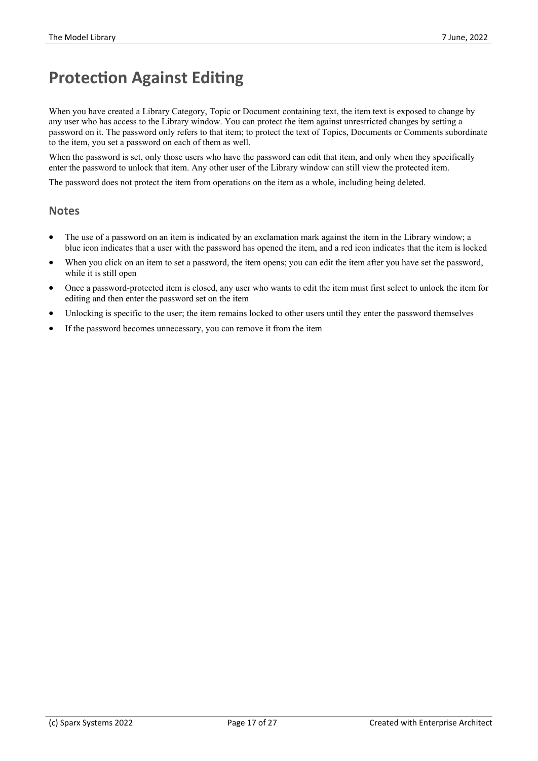# Protection Against Editing

When you have created a Library Category, Topic or Document containing text, the item text is exposed to change by any user who has access to the Library window. You can protect the item against unrestricted changes by setting a password on it. The password only refers to that item; to protect the text of Topics, Documents or Comments subordinate to the item, you set a password on each of them as well.

When the password is set, only those users who have the password can edit that item, and only when they specifically enter the password to unlock that item. Any other user of the Library window can still view the protected item.

The password does not protect the item from operations on the item as a whole, including being deleted.

## Notes

- The use of a password on an item is indicated by an exclamation mark against the item in the Library window; a blue icon indicates that a user with the password has opened the item, and a red icon indicates that the item is locked
- When you click on an item to set a password, the item opens; you can edit the item after you have set the password, while it is still open
- Once a password-protected item is closed, any user who wants to edit the item must first select to unlock the item for editing and then enter the password set on the item
- Unlocking is specific to the user; the item remains locked to other users until they enter the password themselves
- If the password becomes unnecessary, you can remove it from the item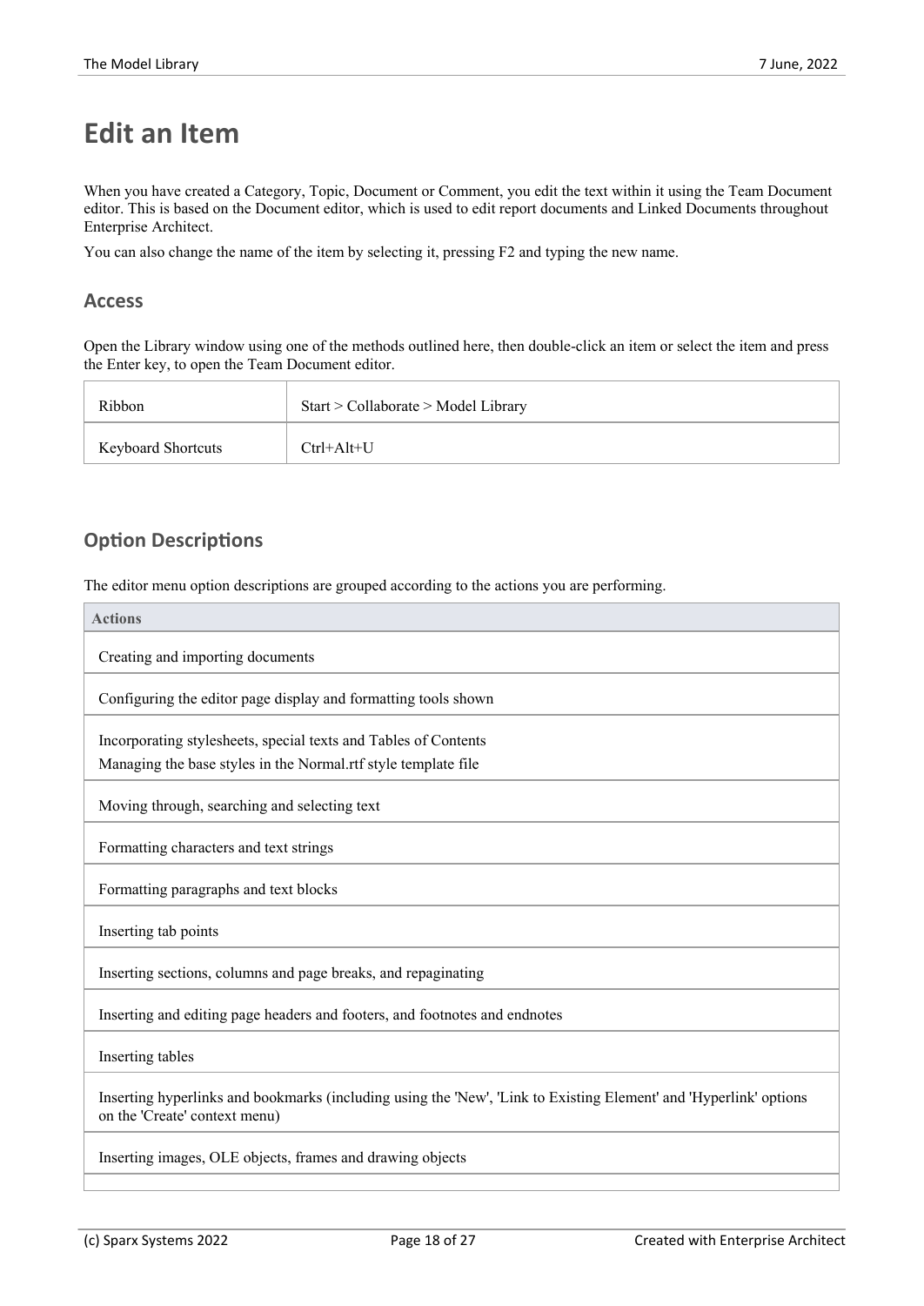# Edit an Item

When you have created a Category, Topic, Document or Comment, you edit the text within it using the Team Document editor. This is based on the Document editor, which is used to edit report documents and Linked Documents throughout Enterprise Architect.

You can also change the name of the item by selecting it, pressing F2 and typing the new name.

## Access

Open the Library window using one of the methods outlined here, then double-click an item or select the item and press the Enter key, to open the Team Document editor.

| | |
|---|---|
| Ribbon | Start > Collaborate > Model Library |
| Keyboard Shortcuts | Ctrl+Alt+U |

## Option Descriptions

The editor menu option descriptions are grouped according to the actions you are performing.

| Actions |
|---|
| Creating and importing documents |
| Configuring the editor page display and formatting tools shown |
| Incorporating stylesheets, special texts and Tables of Contents<br>Managing the base styles in the Normal.rtf style template file |
| Moving through, searching and selecting text |
| Formatting characters and text strings |
| Formatting paragraphs and text blocks |
| Inserting tab points |
| Inserting sections, columns and page breaks, and repaginating |
| Inserting and editing page headers and footers, and footnotes and endnotes |
| Inserting tables |
| Inserting hyperlinks and bookmarks (including using the 'New', 'Link to Existing Element' and 'Hyperlink' options on the 'Create' context menu) |
| Inserting images, OLE objects, frames and drawing objects |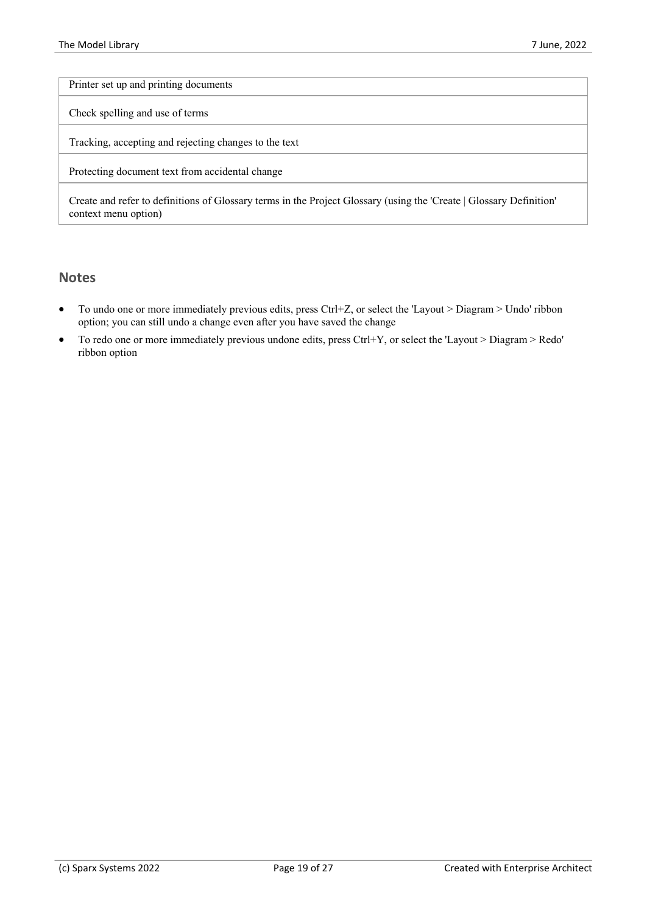| Printer set up and printing documents |
| --- |
| Check spelling and use of terms |
| Tracking, accepting and rejecting changes to the text |
| Protecting document text from accidental change |
| Create and refer to definitions of Glossary terms in the Project Glossary (using the 'Create \| Glossary Definition' context menu option) |

## Notes

- To undo one or more immediately previous edits, press Ctrl+Z, or select the 'Layout > Diagram > Undo' ribbon option; you can still undo a change even after you have saved the change
- To redo one or more immediately previous undone edits, press Ctrl+Y, or select the 'Layout > Diagram > Redo' ribbon option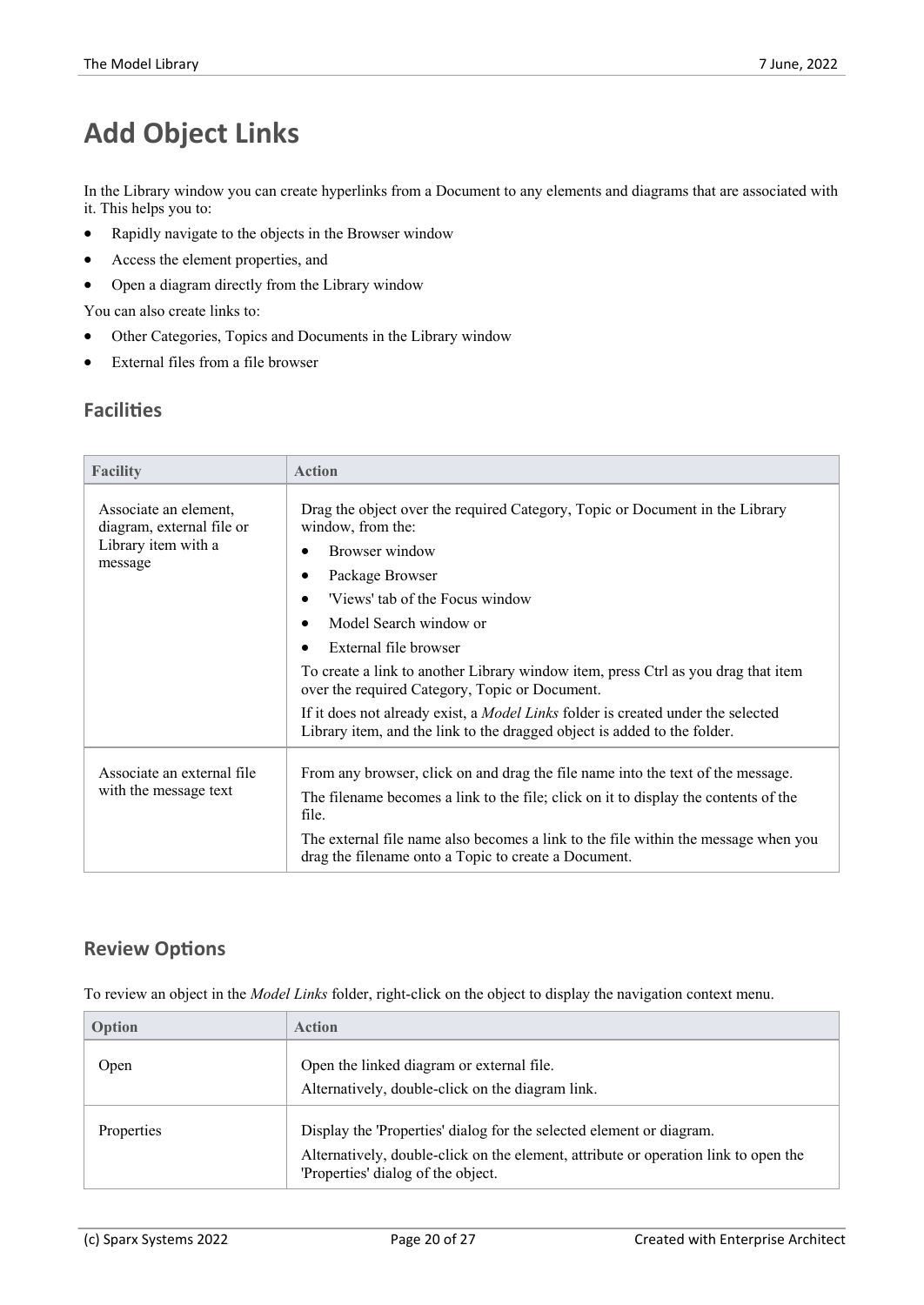# Add Object Links

In the Library window you can create hyperlinks from a Document to any elements and diagrams that are associated with it. This helps you to:

- Rapidly navigate to the objects in the Browser window
- Access the element properties, and
- Open a diagram directly from the Library window

You can also create links to:

- Other Categories, Topics and Documents in the Library window
- External files from a file browser

## Facilities

| Facility | Action |
|---|---|
| Associate an element, diagram, external file or Library item with a message | Drag the object over the required Category, Topic or Document in the Library window, from the:<br>• Browser window<br>• Package Browser<br>• 'Views' tab of the Focus window<br>• Model Search window or<br>• External file browser<br>To create a link to another Library window item, press Ctrl as you drag that item over the required Category, Topic or Document.<br>If it does not already exist, a *Model Links* folder is created under the selected Library item, and the link to the dragged object is added to the folder. |
| Associate an external file with the message text | From any browser, click on and drag the file name into the text of the message.<br>The filename becomes a link to the file; click on it to display the contents of the file.<br>The external file name also becomes a link to the file within the message when you drag the filename onto a Topic to create a Document. |

## Review Options

To review an object in the *Model Links* folder, right-click on the object to display the navigation context menu.

| Option | Action |
|---|---|
| Open | Open the linked diagram or external file.<br>Alternatively, double-click on the diagram link. |
| Properties | Display the 'Properties' dialog for the selected element or diagram.<br>Alternatively, double-click on the element, attribute or operation link to open the 'Properties' dialog of the object. |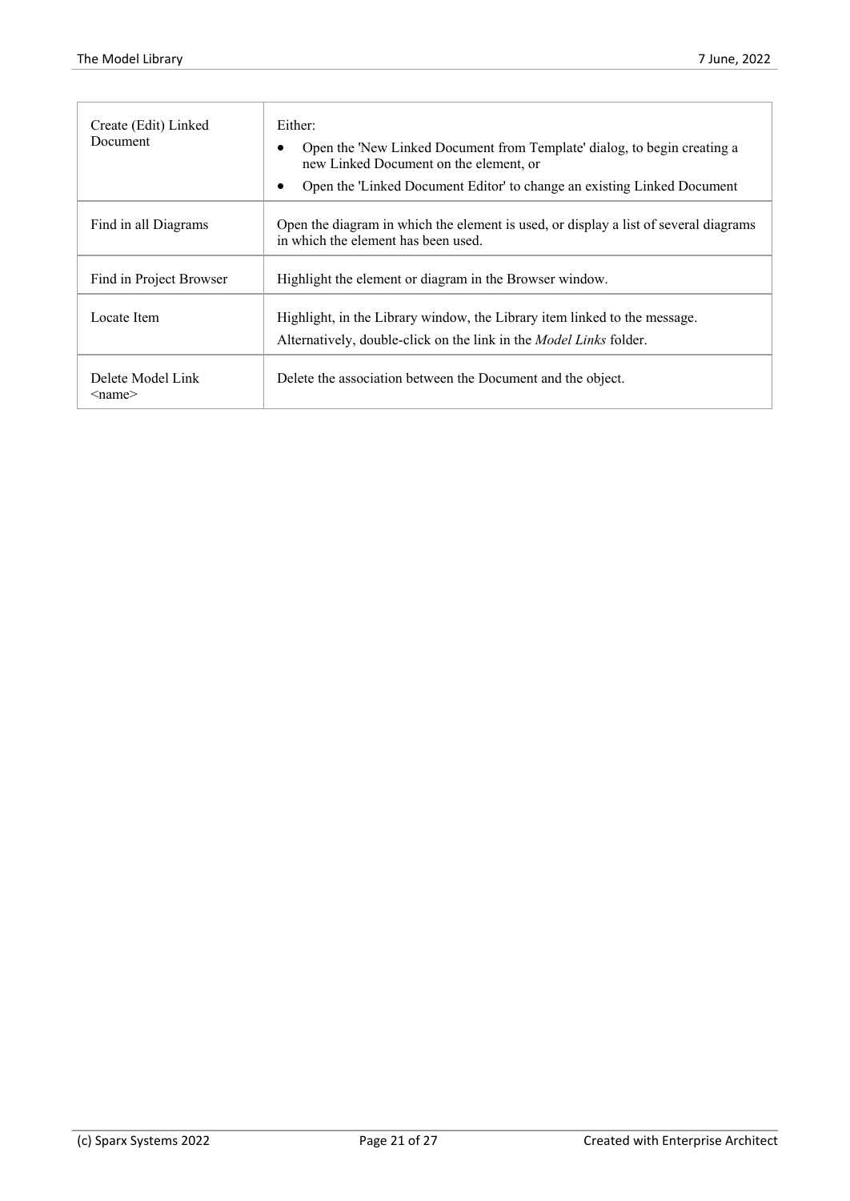| | |
|---|---|
| Create (Edit) Linked Document | Either:<br>• Open the 'New Linked Document from Template' dialog, to begin creating a new Linked Document on the element, or<br>• Open the 'Linked Document Editor' to change an existing Linked Document |
| Find in all Diagrams | Open the diagram in which the element is used, or display a list of several diagrams in which the element has been used. |
| Find in Project Browser | Highlight the element or diagram in the Browser window. |
| Locate Item | Highlight, in the Library window, the Library item linked to the message.<br>Alternatively, double-click on the link in the *Model Links* folder. |
| Delete Model Link <name> | Delete the association between the Document and the object. |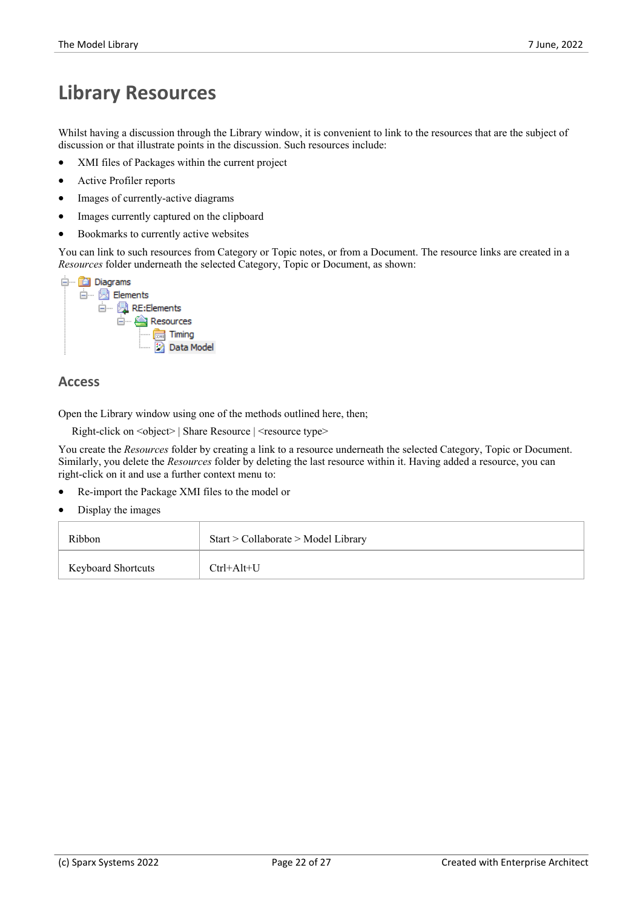# Library Resources

Whilst having a discussion through the Library window, it is convenient to link to the resources that are the subject of discussion or that illustrate points in the discussion. Such resources include:

- XMI files of Packages within the current project
- Active Profiler reports
- Images of currently-active diagrams
- Images currently captured on the clipboard
- Bookmarks to currently active websites

You can link to such resources from Category or Topic notes, or from a Document. The resource links are created in a *Resources* folder underneath the selected Category, Topic or Document, as shown:

## Access

Open the Library window using one of the methods outlined here, then;

Right-click on <object> | Share Resource | <resource type>

You create the *Resources* folder by creating a link to a resource underneath the selected Category, Topic or Document. Similarly, you delete the *Resources* folder by deleting the last resource within it. Having added a resource, you can right-click on it and use a further context menu to:

- Re-import the Package XMI files to the model or
- Display the images

| Ribbon | Start > Collaborate > Model Library |
|---|---|
| Keyboard Shortcuts | Ctrl+Alt+U |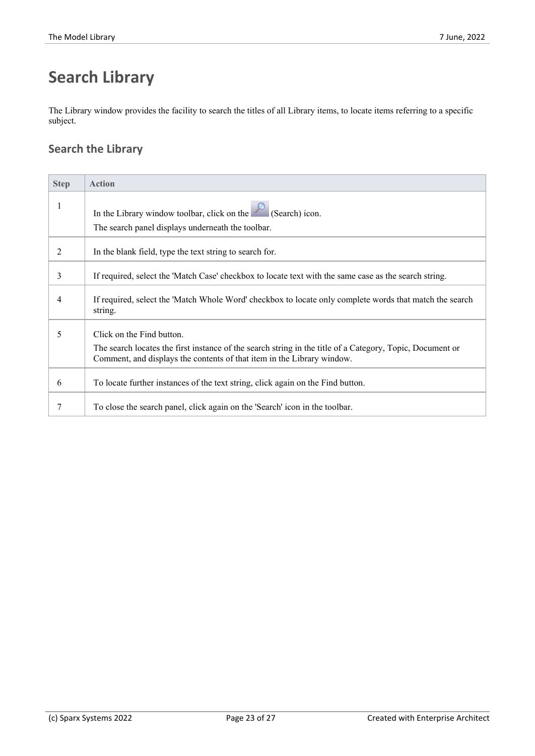# Search Library

The Library window provides the facility to search the titles of all Library items, to locate items referring to a specific subject.

## Search the Library

| Step | Action |
|---|---|
| 1 | In the Library window toolbar, click on the (Search) icon.<br>The search panel displays underneath the toolbar. |
| 2 | In the blank field, type the text string to search for. |
| 3 | If required, select the 'Match Case' checkbox to locate text with the same case as the search string. |
| 4 | If required, select the 'Match Whole Word' checkbox to locate only complete words that match the search string. |
| 5 | Click on the Find button.<br>The search locates the first instance of the search string in the title of a Category, Topic, Document or Comment, and displays the contents of that item in the Library window. |
| 6 | To locate further instances of the text string, click again on the Find button. |
| 7 | To close the search panel, click again on the 'Search' icon in the toolbar. |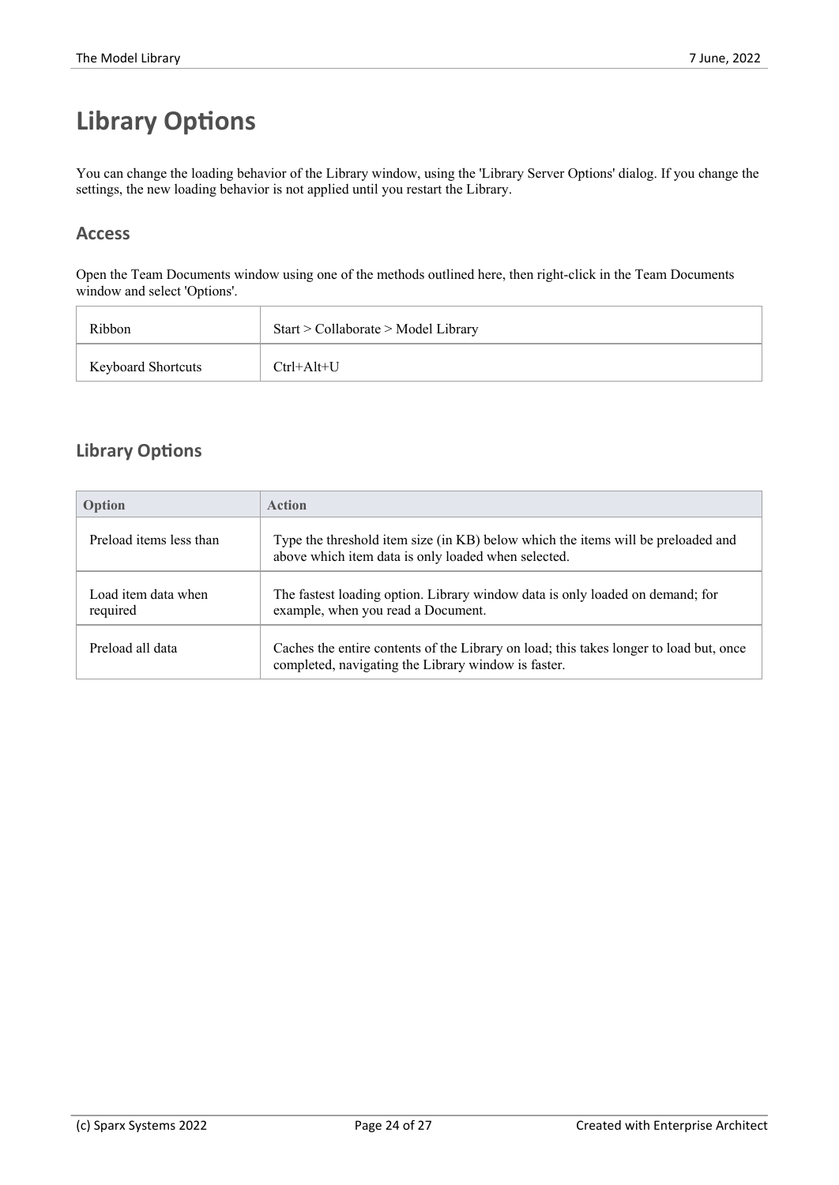# Library Options

You can change the loading behavior of the Library window, using the 'Library Server Options' dialog. If you change the settings, the new loading behavior is not applied until you restart the Library.

## Access

Open the Team Documents window using one of the methods outlined here, then right-click in the Team Documents window and select 'Options'.

| | |
|---|---|
| Ribbon | Start > Collaborate > Model Library |
| Keyboard Shortcuts | Ctrl+Alt+U |

## Library Options

| Option | Action |
|---|---|
| Preload items less than | Type the threshold item size (in KB) below which the items will be preloaded and above which item data is only loaded when selected. |
| Load item data when required | The fastest loading option. Library window data is only loaded on demand; for example, when you read a Document. |
| Preload all data | Caches the entire contents of the Library on load; this takes longer to load but, once completed, navigating the Library window is faster. |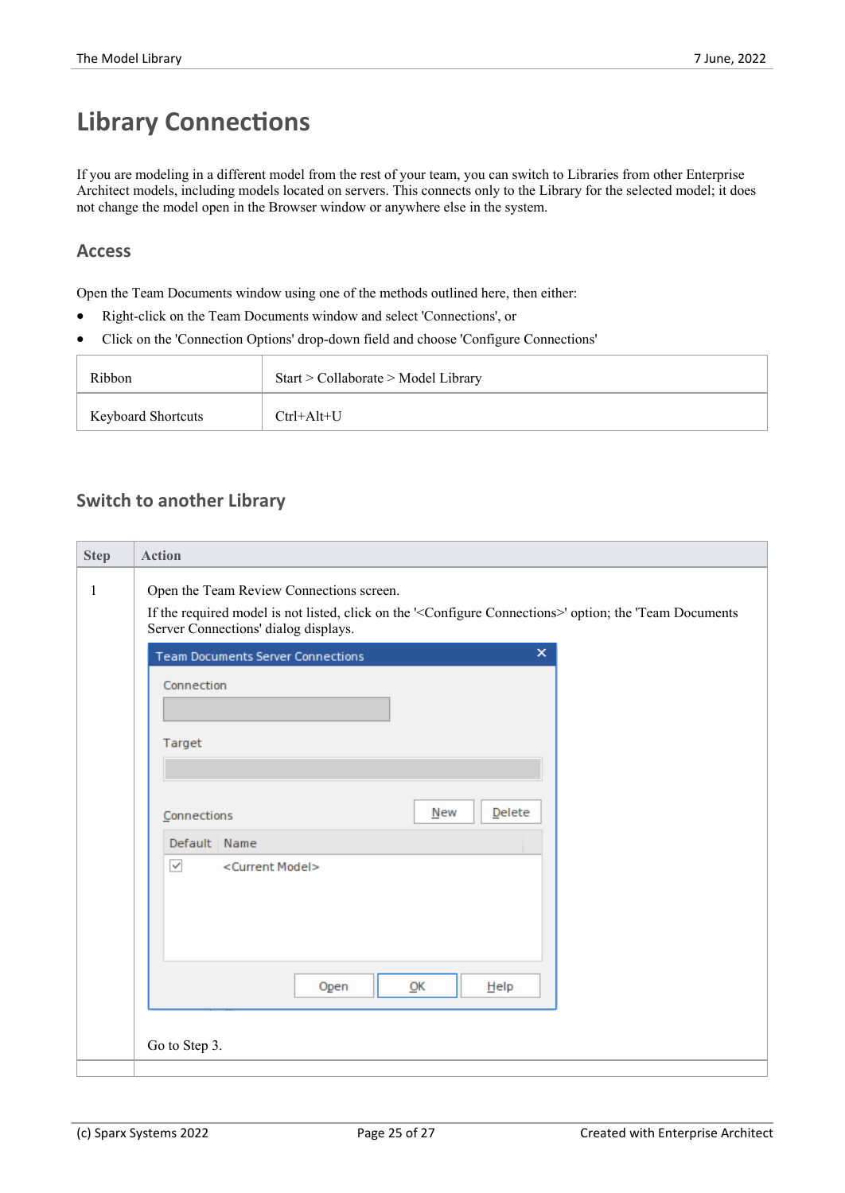# Library Connections

If you are modeling in a different model from the rest of your team, you can switch to Libraries from other Enterprise Architect models, including models located on servers. This connects only to the Library for the selected model; it does not change the model open in the Browser window or anywhere else in the system.

## Access

Open the Team Documents window using one of the methods outlined here, then either:

- Right-click on the Team Documents window and select 'Connections', or
- Click on the 'Connection Options' drop-down field and choose 'Configure Connections'

| | |
|---|---|
| Ribbon | Start > Collaborate > Model Library |
| Keyboard Shortcuts | Ctrl+Alt+U |

## Switch to another Library

| Step | Action |
|---|---|
| 1 | Open the Team Review Connections screen.<br>If the required model is not listed, click on the '<Configure Connections>' option; the 'Team Documents Server Connections' dialog displays.<br>Go to Step 3. |
| | |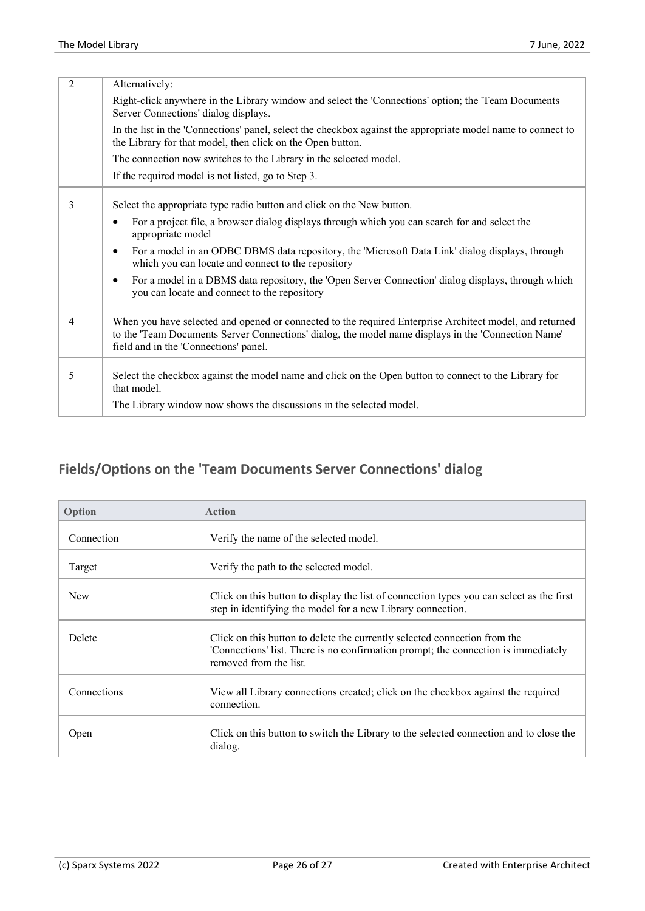| | |
|---|---|
| 2 | Alternatively:<br>Right-click anywhere in the Library window and select the 'Connections' option; the 'Team Documents Server Connections' dialog displays.<br>In the list in the 'Connections' panel, select the checkbox against the appropriate model name to connect to the Library for that model, then click on the Open button.<br>The connection now switches to the Library in the selected model.<br>If the required model is not listed, go to Step 3. |
| 3 | Select the appropriate type radio button and click on the New button.<br>• For a project file, a browser dialog displays through which you can search for and select the appropriate model<br>• For a model in an ODBC DBMS data repository, the 'Microsoft Data Link' dialog displays, through which you can locate and connect to the repository<br>• For a model in a DBMS data repository, the 'Open Server Connection' dialog displays, through which you can locate and connect to the repository |
| 4 | When you have selected and opened or connected to the required Enterprise Architect model, and returned to the 'Team Documents Server Connections' dialog, the model name displays in the 'Connection Name' field and in the 'Connections' panel. |
| 5 | Select the checkbox against the model name and click on the Open button to connect to the Library for that model.<br>The Library window now shows the discussions in the selected model. |

## Fields/Options on the 'Team Documents Server Connections' dialog

| Option | Action |
|---|---|
| Connection | Verify the name of the selected model. |
| Target | Verify the path to the selected model. |
| New | Click on this button to display the list of connection types you can select as the first step in identifying the model for a new Library connection. |
| Delete | Click on this button to delete the currently selected connection from the 'Connections' list. There is no confirmation prompt; the connection is immediately removed from the list. |
| Connections | View all Library connections created; click on the checkbox against the required connection. |
| Open | Click on this button to switch the Library to the selected connection and to close the dialog. |